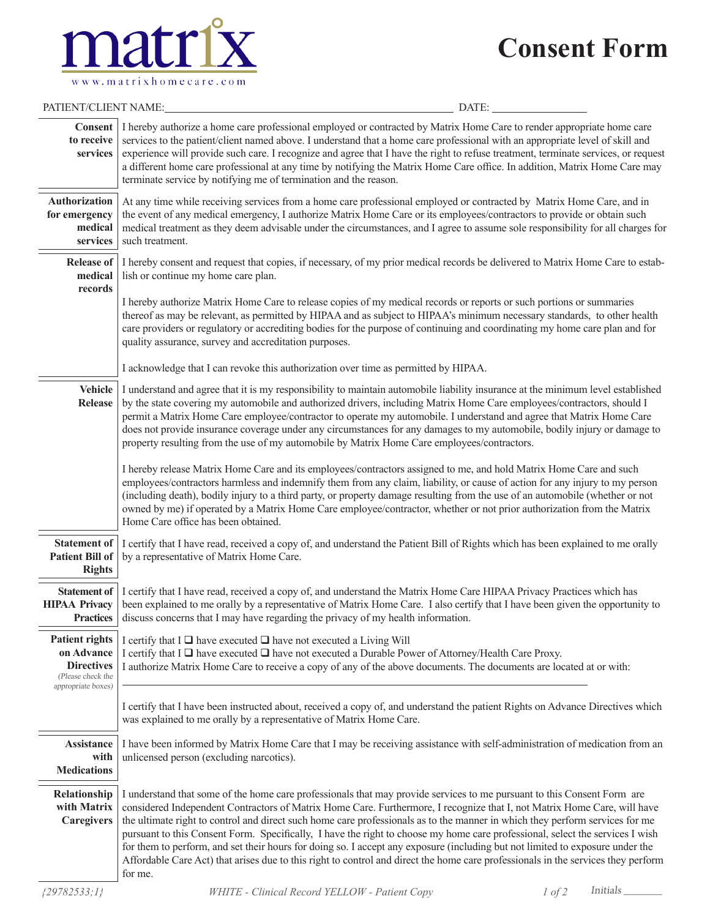matrix

www.matrixhomecare.com

# Consent Form

PATIENT/CLIENT NAME:______________________________ DATE: ______________

| | |
|---|---|
| **Consent to receive services** | I hereby authorize a home care professional employed or contracted by Matrix Home Care to render appropriate home care services to the patient/client named above. I understand that a home care professional with an appropriate level of skill and experience will provide such care. I recognize and agree that I have the right to refuse treatment, terminate services, or request a different home care professional at any time by notifying the Matrix Home Care office. In addition, Matrix Home Care may terminate service by notifying me of termination and the reason. |
| **Authorization for emergency medical services** | At any time while receiving services from a home care professional employed or contracted by Matrix Home Care, and in the event of any medical emergency, I authorize Matrix Home Care or its employees/contractors to provide or obtain such medical treatment as they deem advisable under the circumstances, and I agree to assume sole responsibility for all charges for such treatment. |
| **Release of medical records** | I hereby consent and request that copies, if necessary, of my prior medical records be delivered to Matrix Home Care to establish or continue my home care plan.<br><br>I hereby authorize Matrix Home Care to release copies of my medical records or reports or such portions or summaries thereof as may be relevant, as permitted by HIPAA and as subject to HIPAA's minimum necessary standards, to other health care providers or regulatory or accrediting bodies for the purpose of continuing and coordinating my home care plan and for quality assurance, survey and accreditation purposes.<br><br>I acknowledge that I can revoke this authorization over time as permitted by HIPAA. |
| **Vehicle Release** | I understand and agree that it is my responsibility to maintain automobile liability insurance at the minimum level established by the state covering my automobile and authorized drivers, including Matrix Home Care employees/contractors, should I permit a Matrix Home Care employee/contractor to operate my automobile. I understand and agree that Matrix Home Care does not provide insurance coverage under any circumstances for any damages to my automobile, bodily injury or damage to property resulting from the use of my automobile by Matrix Home Care employees/contractors.<br><br>I hereby release Matrix Home Care and its employees/contractors assigned to me, and hold Matrix Home Care and such employees/contractors harmless and indemnify them from any claim, liability, or cause of action for any injury to my person (including death), bodily injury to a third party, or property damage resulting from the use of an automobile (whether or not owned by me) if operated by a Matrix Home Care employee/contractor, whether or not prior authorization from the Matrix Home Care office has been obtained. |
| **Statement of Patient Bill of Rights** | I certify that I have read, received a copy of, and understand the Patient Bill of Rights which has been explained to me orally by a representative of Matrix Home Care. |
| **Statement of HIPAA Privacy Practices** | I certify that I have read, received a copy of, and understand the Matrix Home Care HIPAA Privacy Practices which has been explained to me orally by a representative of Matrix Home Care. I also certify that I have been given the opportunity to discuss concerns that I may have regarding the privacy of my health information. |
| **Patient rights on Advance Directives** *(Please check the appropriate boxes)* | I certify that I ☐ have executed ☐ have not executed a Living Will<br>I certify that I ☐ have executed ☐ have not executed a Durable Power of Attorney/Health Care Proxy.<br>I authorize Matrix Home Care to receive a copy of any of the above documents. The documents are located at or with:<br>______________________________________________<br><br>I certify that I have been instructed about, received a copy of, and understand the patient Rights on Advance Directives which was explained to me orally by a representative of Matrix Home Care. |
| **Assistance with Medications** | I have been informed by Matrix Home Care that I may be receiving assistance with self-administration of medication from an unlicensed person (excluding narcotics). |
| **Relationship with Matrix Caregivers** | I understand that some of the home care professionals that may provide services to me pursuant to this Consent Form are considered Independent Contractors of Matrix Home Care. Furthermore, I recognize that I, not Matrix Home Care, will have the ultimate right to control and direct such home care professionals as to the manner in which they perform services for me pursuant to this Consent Form. Specifically, I have the right to choose my home care professional, select the services I wish for them to perform, and set their hours for doing so. I accept any exposure (including but not limited to exposure under the Affordable Care Act) that arises due to this right to control and direct the home care professionals in the services they perform for me. |

*{29782533;1}* *WHITE - Clinical Record YELLOW - Patient Copy* Initials _______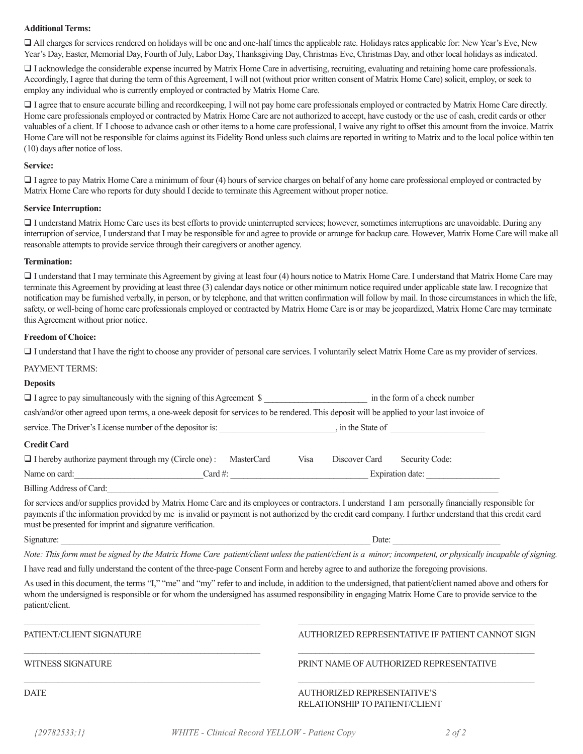**Additional Terms:**

❑ All charges for services rendered on holidays will be one and one-half times the applicable rate. Holidays rates applicable for: New Year's Eve, New Year's Day, Easter, Memorial Day, Fourth of July, Labor Day, Thanksgiving Day, Christmas Eve, Christmas Day, and other local holidays as indicated.

❑ I acknowledge the considerable expense incurred by Matrix Home Care in advertising, recruiting, evaluating and retaining home care professionals. Accordingly, I agree that during the term of this Agreement, I will not (without prior written consent of Matrix Home Care) solicit, employ, or seek to employ any individual who is currently employed or contracted by Matrix Home Care.

❑ I agree that to ensure accurate billing and recordkeeping, I will not pay home care professionals employed or contracted by Matrix Home Care directly. Home care professionals employed or contracted by Matrix Home Care are not authorized to accept, have custody or the use of cash, credit cards or other valuables of a client. If I choose to advance cash or other items to a home care professional, I waive any right to offset this amount from the invoice. Matrix Home Care will not be responsible for claims against its Fidelity Bond unless such claims are reported in writing to Matrix and to the local police within ten (10) days after notice of loss.

**Service:**

❑ I agree to pay Matrix Home Care a minimum of four (4) hours of service charges on behalf of any home care professional employed or contracted by Matrix Home Care who reports for duty should I decide to terminate this Agreement without proper notice.

**Service Interruption:**

❑ I understand Matrix Home Care uses its best efforts to provide uninterrupted services; however, sometimes interruptions are unavoidable. During any interruption of service, I understand that I may be responsible for and agree to provide or arrange for backup care. However, Matrix Home Care will make all reasonable attempts to provide service through their caregivers or another agency.

**Termination:**

❑ I understand that I may terminate this Agreement by giving at least four (4) hours notice to Matrix Home Care. I understand that Matrix Home Care may terminate this Agreement by providing at least three (3) calendar days notice or other minimum notice required under applicable state law. I recognize that notification may be furnished verbally, in person, or by telephone, and that written confirmation will follow by mail. In those circumstances in which the life, safety, or well-being of home care professionals employed or contracted by Matrix Home Care is or may be jeopardized, Matrix Home Care may terminate this Agreement without prior notice.

**Freedom of Choice:**

❑ I understand that I have the right to choose any provider of personal care services. I voluntarily select Matrix Home Care as my provider of services.

PAYMENT TERMS:

**Deposits**

❑ I agree to pay simultaneously with the signing of this Agreement $ _______________________ in the form of a check number cash/and/or other agreed upon terms, a one-week deposit for services to be rendered. This deposit will be applied to your last invoice of service. The Driver's License number of the depositor is: __________________________, in the State of _____________________

**Credit Card**

❑ I hereby authorize payment through my (Circle one) : MasterCard Visa Discover Card Security Code:

Name on card:_____________________________Card #: _______________________________ Expiration date: ________________

Billing Address of Card:________________________________________________________________________________________

for services and/or supplies provided by Matrix Home Care and its employees or contractors. I understand I am personally financially responsible for payments if the information provided by me is invalid or payment is not authorized by the credit card company. I further understand that this credit card must be presented for imprint and signature verification.

Signature: ___________________________________________________________________________ Date: ________________________

*Note: This form must be signed by the Matrix Home Care patient/client unless the patient/client is a minor; incompetent, or physically incapable of signing.*

I have read and fully understand the content of the three-page Consent Form and hereby agree to and authorize the foregoing provisions.

As used in this document, the terms "I," "me" and "my" refer to and include, in addition to the undersigned, that patient/client named above and others for whom the undersigned is responsible or for whom the undersigned has assumed responsibility in engaging Matrix Home Care to provide service to the patient/client.

_______________________________________________________
PATIENT/CLIENT SIGNATURE

_______________________________________________________
AUTHORIZED REPRESENTATIVE IF PATIENT CANNOT SIGN

_______________________________________________________
WITNESS SIGNATURE

_______________________________________________________
PRINT NAME OF AUTHORIZED REPRESENTATIVE

_______________________________________________________
DATE

_______________________________________________________
AUTHORIZED REPRESENTATIVE'S RELATIONSHIP TO PATIENT/CLIENT

*{29782533;1}* *WHITE - Clinical Record YELLOW - Patient Copy*